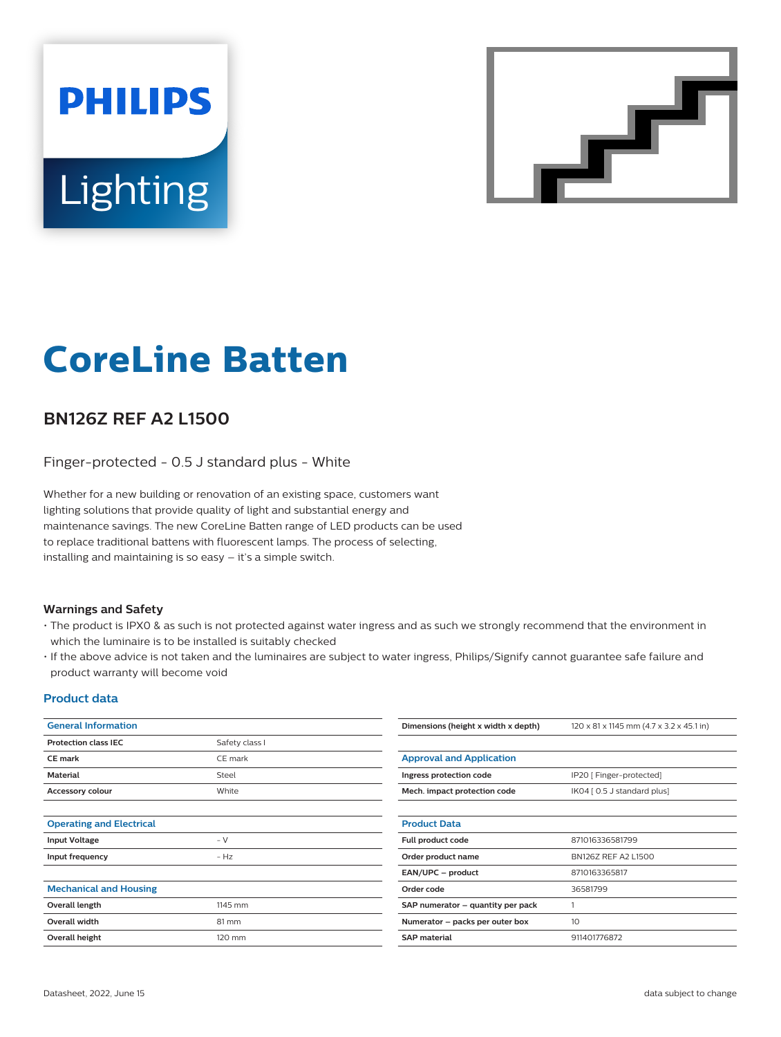# CoreLine Batten

## BN126Z REF A2 L1500

Finger-protected - 0.5 J standard plus - White

Whether for a new building or renovation of an existing space, customers want lighting solutions that provide quality of light and substantial energy and maintenance savings. The new CoreLine Batten range of LED products can be used to replace traditional battens with fluorescent lamps. The process of selecting, installing and maintaining is so easy – it's a simple switch.

### Warnings and Safety

- The product is IPX0 & as such is not protected against water ingress and as such we strongly recommend that the environment in which the luminaire is to be installed is suitably checked
- If the above advice is not taken and the luminaires are subject to water ingress, Philips/Signify cannot guarantee safe failure and product warranty will become void

### Product data

| General Information | |
|---|---|
| Protection class IEC | Safety class I |
| CE mark | CE mark |
| Material | Steel |
| Accessory colour | White |

| Operating and Electrical | |
|---|---|
| Input Voltage | - V |
| Input frequency | - Hz |

| Mechanical and Housing | |
|---|---|
| Overall length | 1145 mm |
| Overall width | 81 mm |
| Overall height | 120 mm |
| Dimensions (height x width x depth) | 120 x 81 x 1145 mm (4.7 x 3.2 x 45.1 in) |

| Approval and Application | |
|---|---|
| Ingress protection code | IP20 [ Finger-protected] |
| Mech. impact protection code | IK04 [ 0.5 J standard plus] |

| Product Data | |
|---|---|
| Full product code | 871016336581799 |
| Order product name | BN126Z REF A2 L1500 |
| EAN/UPC – product | 8710163365817 |
| Order code | 36581799 |
| SAP numerator – quantity per pack | 1 |
| Numerator – packs per outer box | 10 |
| SAP material | 911401776872 |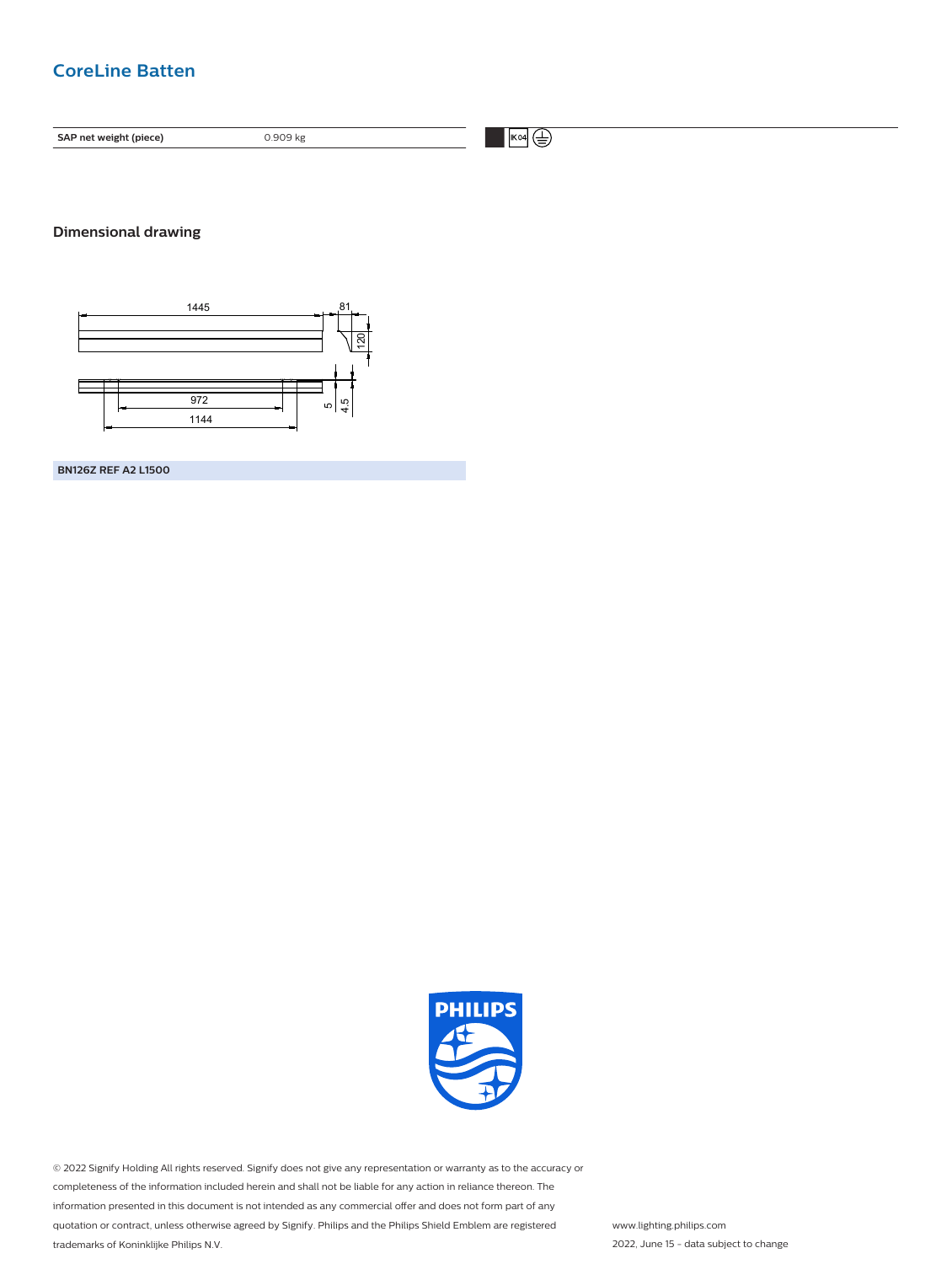## CoreLine Batten

| | |
|---|---|
| **SAP net weight (piece)** | 0.909 kg |

IK04

### Dimensional drawing

1445

81

120

972

1144

5

4.5

**BN126Z REF A2 L1500**

© 2022 Signify Holding All rights reserved. Signify does not give any representation or warranty as to the accuracy or completeness of the information included herein and shall not be liable for any action in reliance thereon. The information presented in this document is not intended as any commercial offer and does not form part of any quotation or contract, unless otherwise agreed by Signify. Philips and the Philips Shield Emblem are registered trademarks of Koninklijke Philips N.V.

www.lighting.philips.com

2022, June 15 - data subject to change